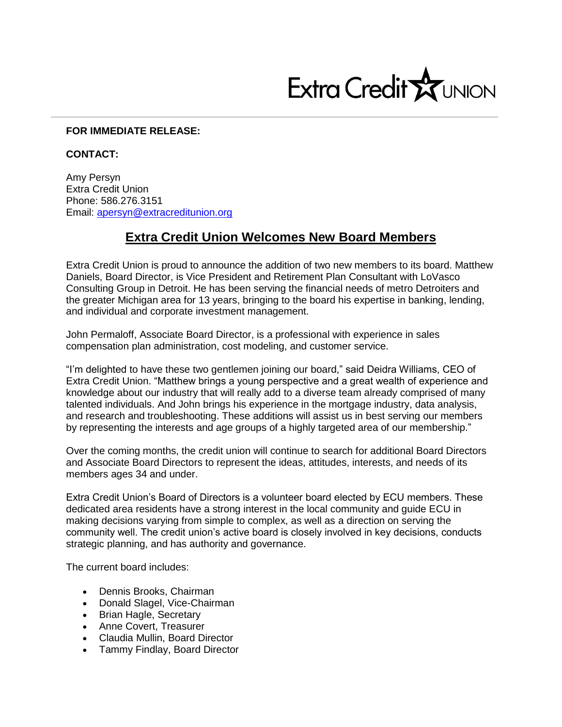Extra Credit UNION

**FOR IMMEDIATE RELEASE:**

**CONTACT:**

Amy Persyn
Extra Credit Union
Phone: 586.276.3151
Email: apersyn@extracreditunion.org

# Extra Credit Union Welcomes New Board Members

Extra Credit Union is proud to announce the addition of two new members to its board. Matthew Daniels, Board Director, is Vice President and Retirement Plan Consultant with LoVasco Consulting Group in Detroit. He has been serving the financial needs of metro Detroiters and the greater Michigan area for 13 years, bringing to the board his expertise in banking, lending, and individual and corporate investment management.

John Permaloff, Associate Board Director, is a professional with experience in sales compensation plan administration, cost modeling, and customer service.

"I'm delighted to have these two gentlemen joining our board," said Deidra Williams, CEO of Extra Credit Union. "Matthew brings a young perspective and a great wealth of experience and knowledge about our industry that will really add to a diverse team already comprised of many talented individuals. And John brings his experience in the mortgage industry, data analysis, and research and troubleshooting. These additions will assist us in best serving our members by representing the interests and age groups of a highly targeted area of our membership."

Over the coming months, the credit union will continue to search for additional Board Directors and Associate Board Directors to represent the ideas, attitudes, interests, and needs of its members ages 34 and under.

Extra Credit Union's Board of Directors is a volunteer board elected by ECU members. These dedicated area residents have a strong interest in the local community and guide ECU in making decisions varying from simple to complex, as well as a direction on serving the community well. The credit union's active board is closely involved in key decisions, conducts strategic planning, and has authority and governance.

The current board includes:

- Dennis Brooks, Chairman
- Donald Slagel, Vice-Chairman
- Brian Hagle, Secretary
- Anne Covert, Treasurer
- Claudia Mullin, Board Director
- Tammy Findlay, Board Director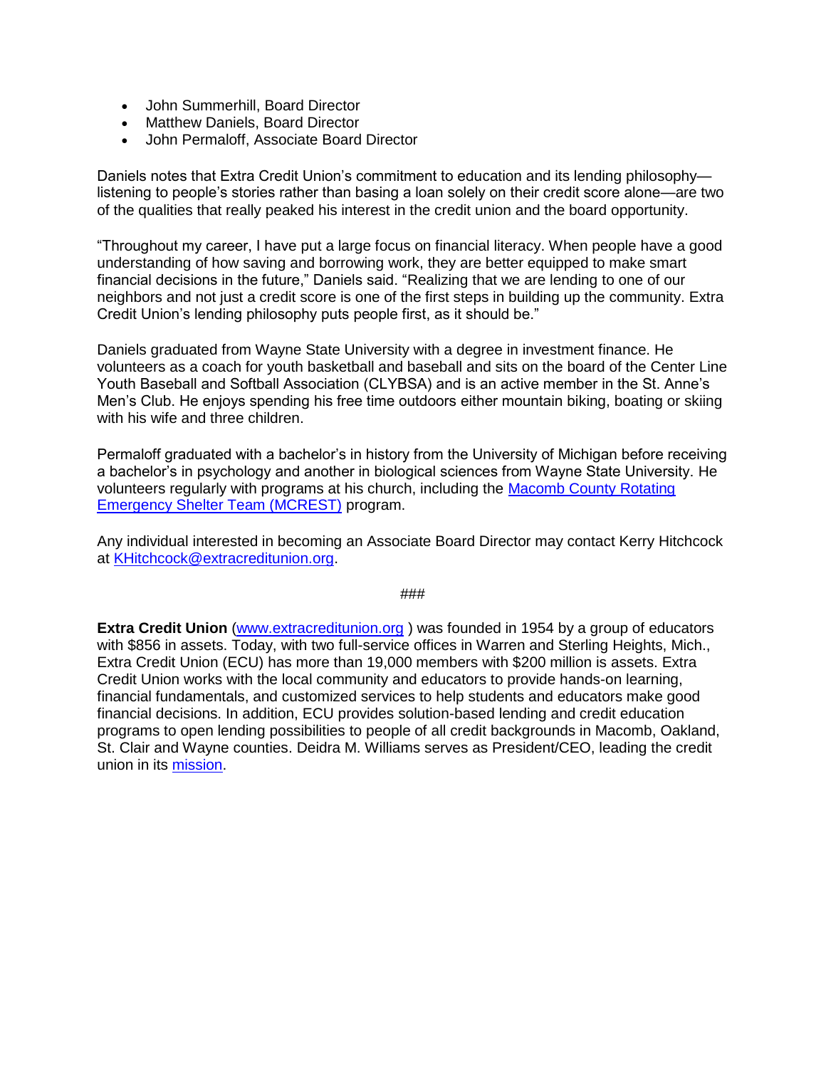- John Summerhill, Board Director
- Matthew Daniels, Board Director
- John Permaloff, Associate Board Director

Daniels notes that Extra Credit Union's commitment to education and its lending philosophy—listening to people's stories rather than basing a loan solely on their credit score alone—are two of the qualities that really peaked his interest in the credit union and the board opportunity.

"Throughout my career, I have put a large focus on financial literacy. When people have a good understanding of how saving and borrowing work, they are better equipped to make smart financial decisions in the future," Daniels said. "Realizing that we are lending to one of our neighbors and not just a credit score is one of the first steps in building up the community. Extra Credit Union's lending philosophy puts people first, as it should be."

Daniels graduated from Wayne State University with a degree in investment finance. He volunteers as a coach for youth basketball and baseball and sits on the board of the Center Line Youth Baseball and Softball Association (CLYBSA) and is an active member in the St. Anne's Men's Club. He enjoys spending his free time outdoors either mountain biking, boating or skiing with his wife and three children.

Permaloff graduated with a bachelor's in history from the University of Michigan before receiving a bachelor's in psychology and another in biological sciences from Wayne State University. He volunteers regularly with programs at his church, including the [Macomb County Rotating Emergency Shelter Team (MCREST)](#) program.

Any individual interested in becoming an Associate Board Director may contact Kerry Hitchcock at [KHitchcock@extracreditunion.org](mailto:KHitchcock@extracreditunion.org).

###

**Extra Credit Union** ([www.extracreditunion.org](http://www.extracreditunion.org) ) was founded in 1954 by a group of educators with $856 in assets. Today, with two full-service offices in Warren and Sterling Heights, Mich., Extra Credit Union (ECU) has more than 19,000 members with $200 million is assets. Extra Credit Union works with the local community and educators to provide hands-on learning, financial fundamentals, and customized services to help students and educators make good financial decisions. In addition, ECU provides solution-based lending and credit education programs to open lending possibilities to people of all credit backgrounds in Macomb, Oakland, St. Clair and Wayne counties. Deidra M. Williams serves as President/CEO, leading the credit union in its [mission](#).